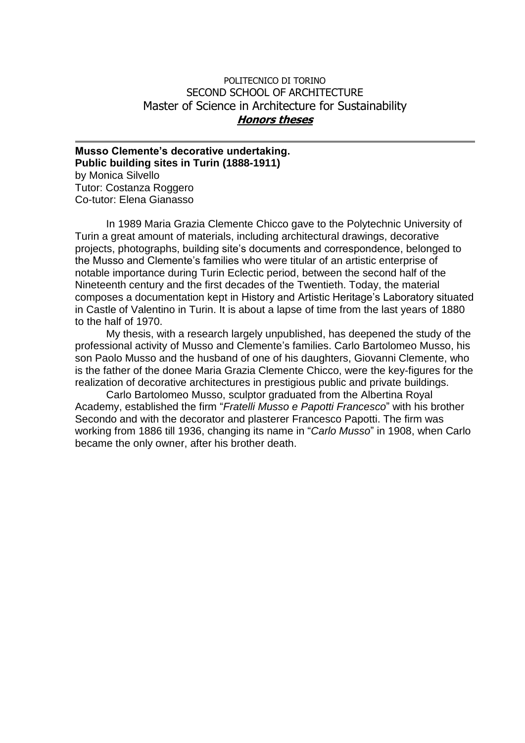POLITECNICO DI TORINO
SECOND SCHOOL OF ARCHITECTURE
Master of Science in Architecture for Sustainability
***Honors theses***

---

**Musso Clemente's decorative undertaking.**
**Public building sites in Turin (1888-1911)**
by Monica Silvello
Tutor: Costanza Roggero
Co-tutor: Elena Gianasso

In 1989 Maria Grazia Clemente Chicco gave to the Polytechnic University of Turin a great amount of materials, including architectural drawings, decorative projects, photographs, building site's documents and correspondence, belonged to the Musso and Clemente's families who were titular of an artistic enterprise of notable importance during Turin Eclectic period, between the second half of the Nineteenth century and the first decades of the Twentieth. Today, the material composes a documentation kept in History and Artistic Heritage's Laboratory situated in Castle of Valentino in Turin. It is about a lapse of time from the last years of 1880 to the half of 1970.

My thesis, with a research largely unpublished, has deepened the study of the professional activity of Musso and Clemente's families. Carlo Bartolomeo Musso, his son Paolo Musso and the husband of one of his daughters, Giovanni Clemente, who is the father of the donee Maria Grazia Clemente Chicco, were the key-figures for the realization of decorative architectures in prestigious public and private buildings.

Carlo Bartolomeo Musso, sculptor graduated from the Albertina Royal Academy, established the firm "*Fratelli Musso e Papotti Francesco*" with his brother Secondo and with the decorator and plasterer Francesco Papotti. The firm was working from 1886 till 1936, changing its name in "*Carlo Musso*" in 1908, when Carlo became the only owner, after his brother death.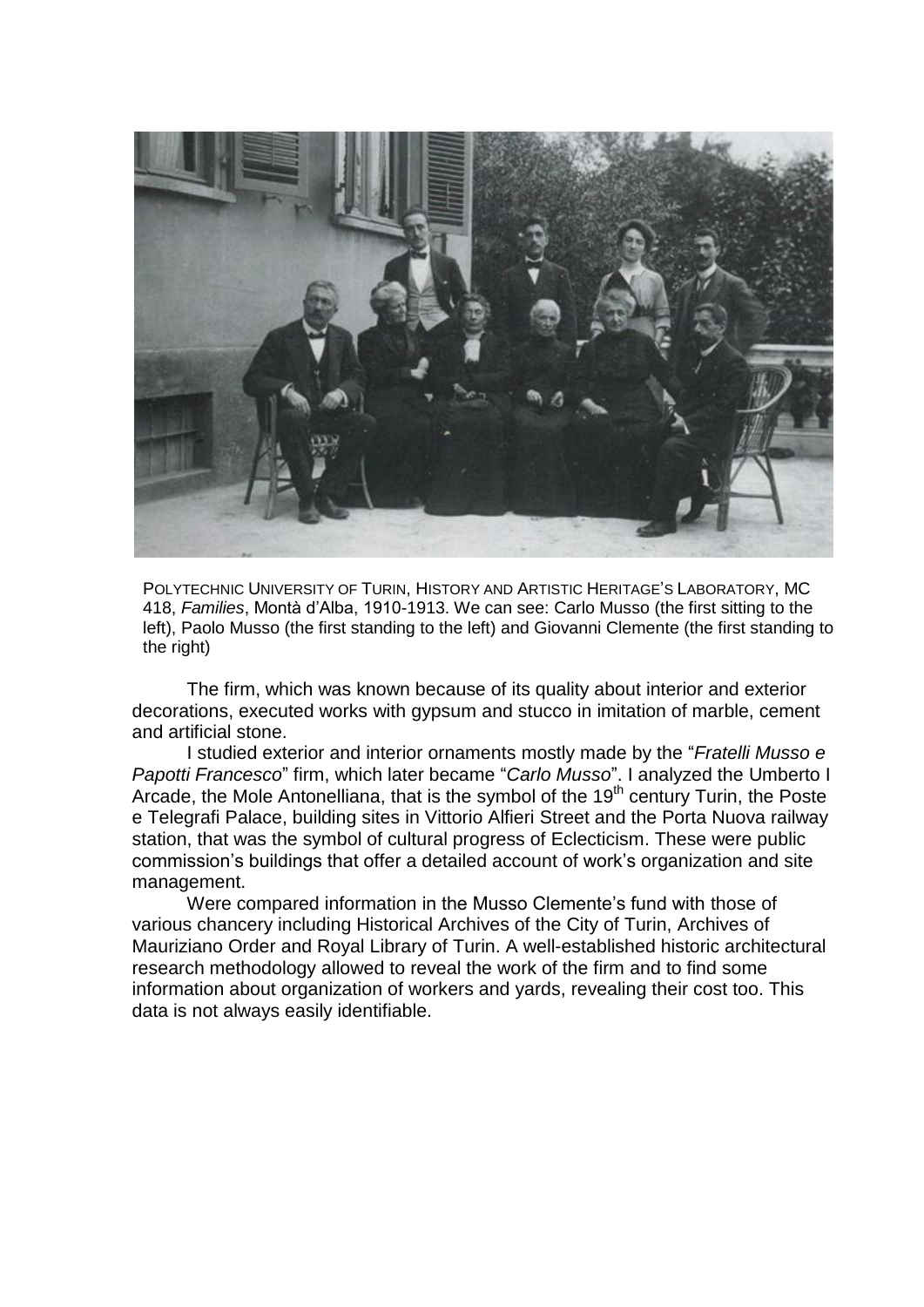POLYTECHNIC UNIVERSITY OF TURIN, HISTORY AND ARTISTIC HERITAGE'S LABORATORY, MC 418, *Families*, Montà d'Alba, 1910-1913. We can see: Carlo Musso (the first sitting to the left), Paolo Musso (the first standing to the left) and Giovanni Clemente (the first standing to the right)

The firm, which was known because of its quality about interior and exterior decorations, executed works with gypsum and stucco in imitation of marble, cement and artificial stone.

I studied exterior and interior ornaments mostly made by the "*Fratelli Musso e Papotti Francesco*" firm, which later became "*Carlo Musso*". I analyzed the Umberto I Arcade, the Mole Antonelliana, that is the symbol of the 19th century Turin, the Poste e Telegrafi Palace, building sites in Vittorio Alfieri Street and the Porta Nuova railway station, that was the symbol of cultural progress of Eclecticism. These were public commission's buildings that offer a detailed account of work's organization and site management.

Were compared information in the Musso Clemente's fund with those of various chancery including Historical Archives of the City of Turin, Archives of Mauriziano Order and Royal Library of Turin. A well-established historic architectural research methodology allowed to reveal the work of the firm and to find some information about organization of workers and yards, revealing their cost too. This data is not always easily identifiable.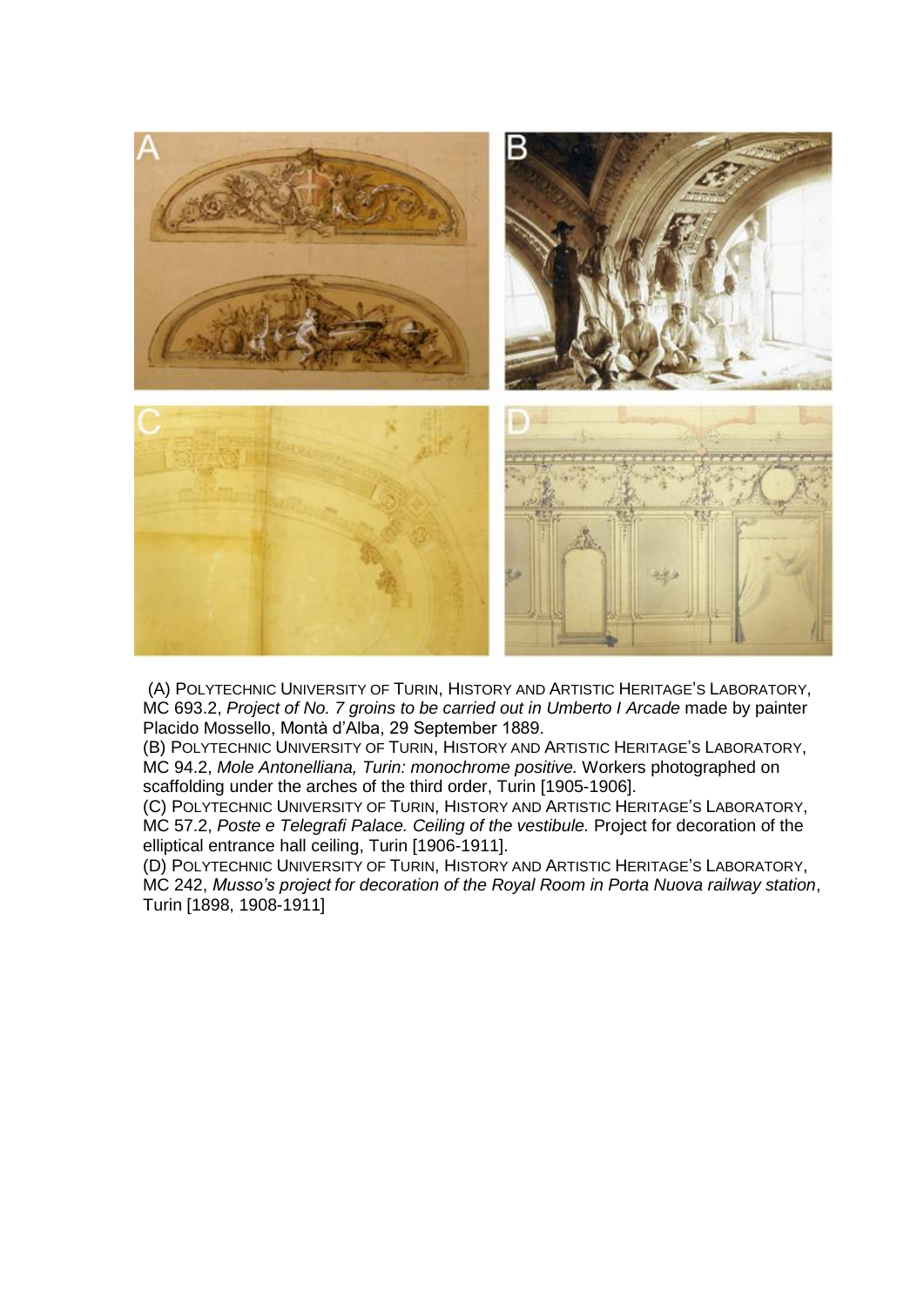(A) POLYTECHNIC UNIVERSITY OF TURIN, HISTORY AND ARTISTIC HERITAGE'S LABORATORY, MC 693.2, *Project of No. 7 groins to be carried out in Umberto I Arcade* made by painter Placido Mossello, Montà d'Alba, 29 September 1889.

(B) POLYTECHNIC UNIVERSITY OF TURIN, HISTORY AND ARTISTIC HERITAGE'S LABORATORY, MC 94.2, *Mole Antonelliana, Turin: monochrome positive.* Workers photographed on scaffolding under the arches of the third order, Turin [1905-1906].

(C) POLYTECHNIC UNIVERSITY OF TURIN, HISTORY AND ARTISTIC HERITAGE'S LABORATORY, MC 57.2, *Poste e Telegrafi Palace. Ceiling of the vestibule.* Project for decoration of the elliptical entrance hall ceiling, Turin [1906-1911].

(D) POLYTECHNIC UNIVERSITY OF TURIN, HISTORY AND ARTISTIC HERITAGE'S LABORATORY, MC 242, *Musso's project for decoration of the Royal Room in Porta Nuova railway station*, Turin [1898, 1908-1911]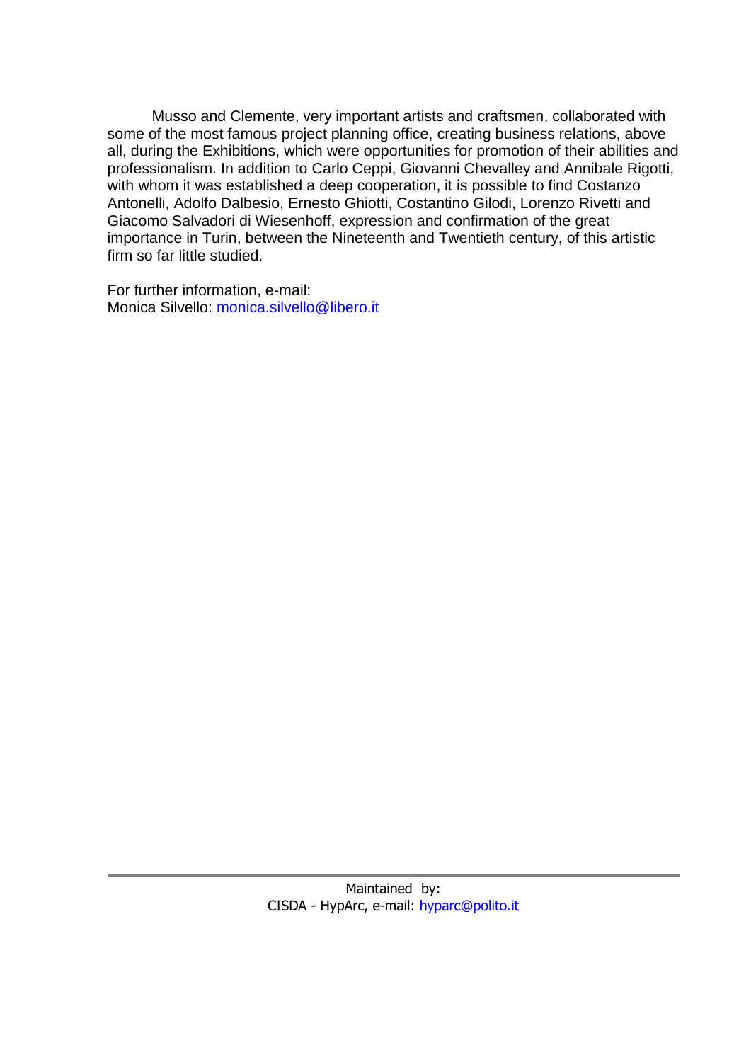Musso and Clemente, very important artists and craftsmen, collaborated with some of the most famous project planning office, creating business relations, above all, during the Exhibitions, which were opportunities for promotion of their abilities and professionalism. In addition to Carlo Ceppi, Giovanni Chevalley and Annibale Rigotti, with whom it was established a deep cooperation, it is possible to find Costanzo Antonelli, Adolfo Dalbesio, Ernesto Ghiotti, Costantino Gilodi, Lorenzo Rivetti and Giacomo Salvadori di Wiesenhoff, expression and confirmation of the great importance in Turin, between the Nineteenth and Twentieth century, of this artistic firm so far little studied.

For further information, e-mail:
Monica Silvello: monica.silvello@libero.it

---

Maintained by:
CISDA - HypArc, e-mail: hyparc@polito.it